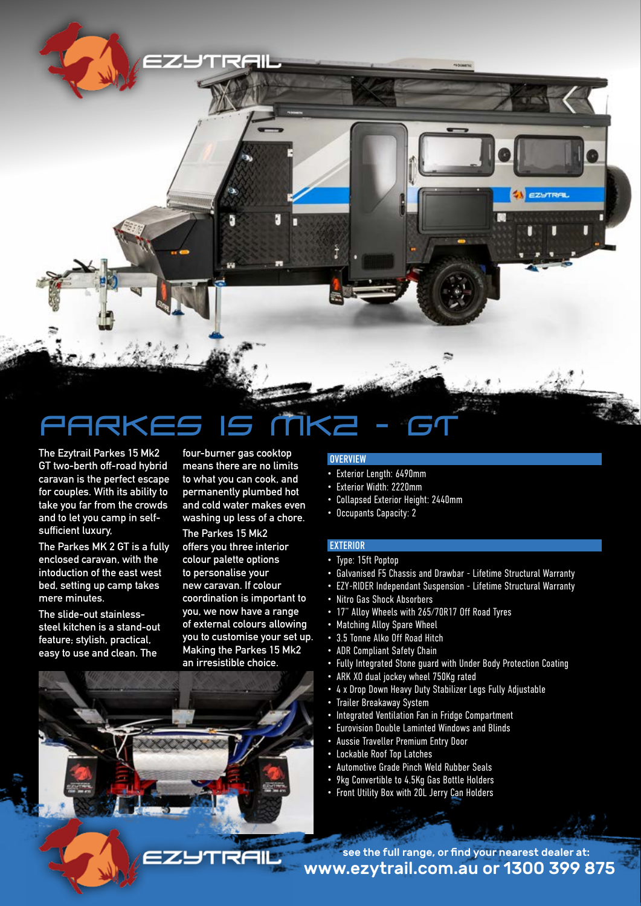# PARKES 15 MK2 - GT

The Ezytrail Parkes 15 Mk2 GT two-berth off-road hybrid caravan is the perfect escape for couples. With its ability to take you far from the crowds and to let you camp in self-sufficient luxury.

The Parkes MK 2 GT is a fully enclosed caravan, with the intoduction of the east west bed, setting up camp takes mere minutes.

The slide-out stainless-steel kitchen is a stand-out feature; stylish, practical, easy to use and clean. The four-burner gas cooktop means there are no limits to what you can cook, and permanently plumbed hot and cold water makes even washing up less of a chore.

The Parkes 15 Mk2 offers you three interior colour palette options to personalise your new caravan. If colour coordination is important to you, we now have a range of external colours allowing you to customise your set up. Making the Parkes 15 Mk2 an irresistible choice.

## OVERVIEW

- Exterior Length: 6490mm
- Exterior Width: 2220mm
- Collapsed Exterior Height: 2440mm
- Occupants Capacity: 2

## EXTERIOR

- Type: 15ft Poptop
- Galvanised F5 Chassis and Drawbar - Lifetime Structural Warranty
- EZY-RIDER Independant Suspension - Lifetime Structural Warranty
- Nitro Gas Shock Absorbers
- 17" Alloy Wheels with 265/70R17 Off Road Tyres
- Matching Alloy Spare Wheel
- 3.5 Tonne Alko Off Road Hitch
- ADR Compliant Safety Chain
- Fully Integrated Stone guard with Under Body Protection Coating
- ARK XO dual jockey wheel 750Kg rated
- 4 x Drop Down Heavy Duty Stabilizer Legs Fully Adjustable
- Trailer Breakaway System
- Integrated Ventilation Fan in Fridge Compartment
- Eurovision Double Laminted Windows and Blinds
- Aussie Traveller Premium Entry Door
- Lockable Roof Top Latches
- Automotive Grade Pinch Weld Rubber Seals
- 9kg Convertible to 4.5Kg Gas Bottle Holders
- Front Utility Box with 20L Jerry Can Holders

see the full range, or find your nearest dealer at:
**www.ezytrail.com.au or 1300 399 875**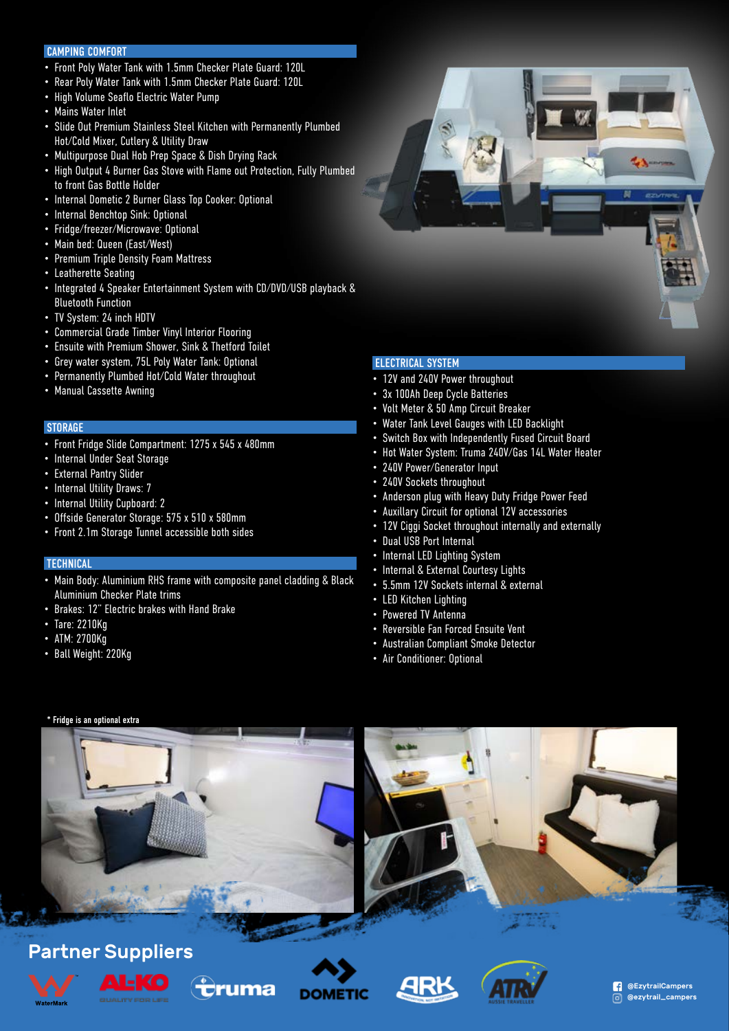## CAMPING COMFORT

- Front Poly Water Tank with 1.5mm Checker Plate Guard: 120L
- Rear Poly Water Tank with 1.5mm Checker Plate Guard: 120L
- High Volume Seaflo Electric Water Pump
- Mains Water Inlet
- Slide Out Premium Stainless Steel Kitchen with Permanently Plumbed Hot/Cold Mixer, Cutlery & Utility Draw
- Multipurpose Dual Hob Prep Space & Dish Drying Rack
- High Output 4 Burner Gas Stove with Flame out Protection, Fully Plumbed to front Gas Bottle Holder
- Internal Dometic 2 Burner Glass Top Cooker: Optional
- Internal Benchtop Sink: Optional
- Fridge/freezer/Microwave: Optional
- Main bed: Queen (East/West)
- Premium Triple Density Foam Mattress
- Leatherette Seating
- Integrated 4 Speaker Entertainment System with CD/DVD/USB playback & Bluetooth Function
- TV System: 24 inch HDTV
- Commercial Grade Timber Vinyl Interior Flooring
- Ensuite with Premium Shower, Sink & Thetford Toilet
- Grey water system, 75L Poly Water Tank: Optional
- Permanently Plumbed Hot/Cold Water throughout
- Manual Cassette Awning

## STORAGE

- Front Fridge Slide Compartment: 1275 x 545 x 480mm
- Internal Under Seat Storage
- External Pantry Slider
- Internal Utility Draws: 7
- Internal Utility Cupboard: 2
- Offside Generator Storage: 575 x 510 x 580mm
- Front 2.1m Storage Tunnel accessible both sides

## TECHNICAL

- Main Body: Aluminium RHS frame with composite panel cladding & Black Aluminium Checker Plate trims
- Brakes: 12" Electric brakes with Hand Brake
- Tare: 2210Kg
- ATM: 2700Kg
- Ball Weight: 220Kg

## ELECTRICAL SYSTEM

- 12V and 240V Power throughout
- 3x 100Ah Deep Cycle Batteries
- Volt Meter & 50 Amp Circuit Breaker
- Water Tank Level Gauges with LED Backlight
- Switch Box with Independently Fused Circuit Board
- Hot Water System: Truma 240V/Gas 14L Water Heater
- 240V Power/Generator Input
- 240V Sockets throughout
- Anderson plug with Heavy Duty Fridge Power Feed
- Auxillary Circuit for optional 12V accessories
- 12V Ciggi Socket throughout internally and externally
- Dual USB Port Internal
- Internal LED Lighting System
- Internal & External Courtesy Lights
- 5.5mm 12V Sockets internal & external
- LED Kitchen Lighting
- Powered TV Antenna
- Reversible Fan Forced Ensuite Vent
- Australian Compliant Smoke Detector
- Air Conditioner: Optional

\* Fridge is an optional extra

## Partner Suppliers

WaterMark · AL-KO · truma · DOMETIC · ARK · ATRV

@EzytrailCampers
@ezytrail_campers